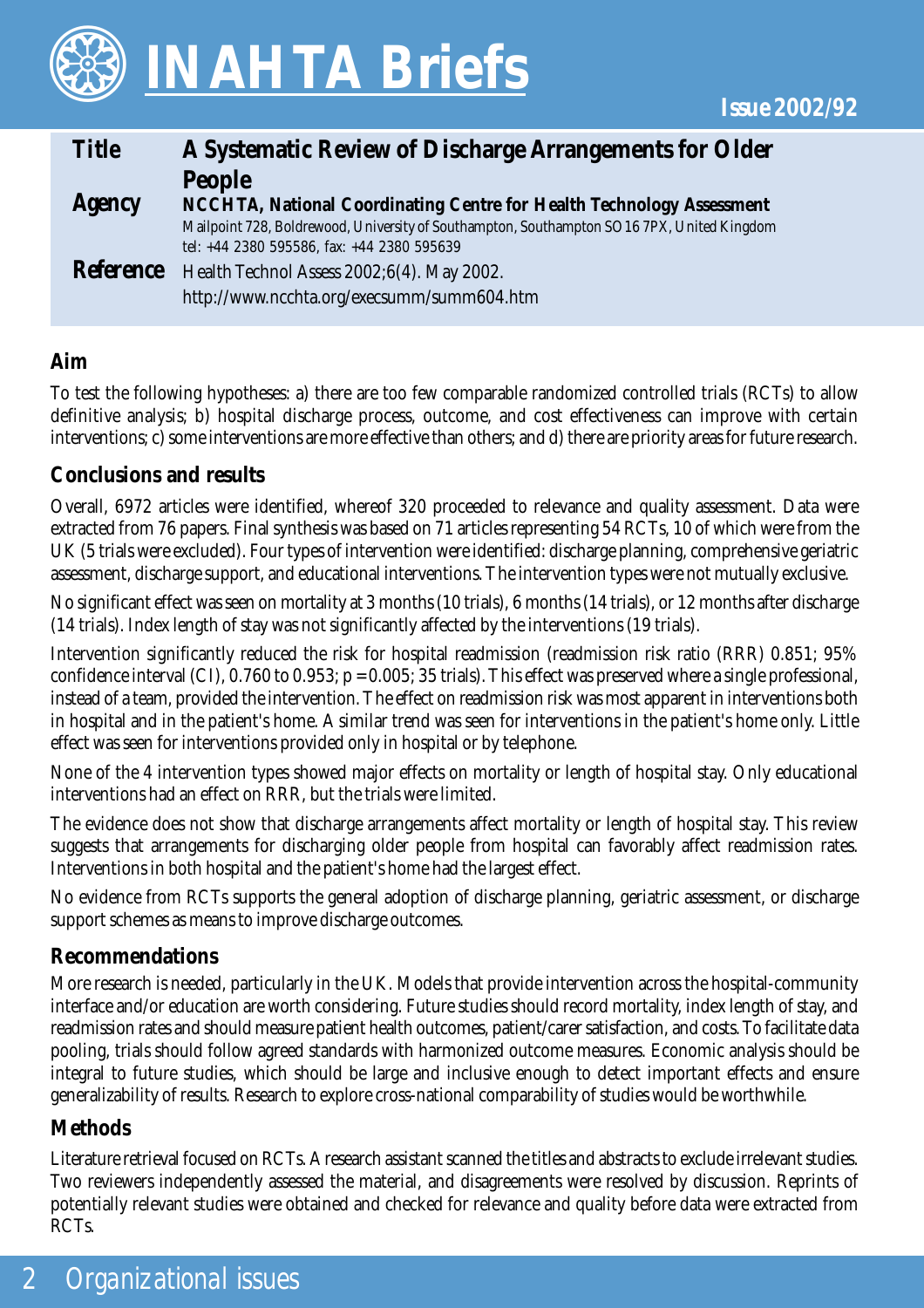# INAHTA Briefs

**Issue 2002/92**

**Title** A Systematic Review of Discharge Arrangements for Older People

**Agency** NCCHTA, National Coordinating Centre for Health Technology Assessment
Mailpoint 728, Boldrewood, University of Southampton, Southampton SO16 7PX, United Kingdom
tel: +44 2380 595586, fax: +44 2380 595639

**Reference** Health Technol Assess 2002;6(4). May 2002.
http://www.ncchta.org/execsumm/summ604.htm

## Aim

To test the following hypotheses: a) there are too few comparable randomized controlled trials (RCTs) to allow definitive analysis; b) hospital discharge process, outcome, and cost effectiveness can improve with certain interventions; c) some interventions are more effective than others; and d) there are priority areas for future research.

## Conclusions and results

Overall, 6972 articles were identified, whereof 320 proceeded to relevance and quality assessment. Data were extracted from 76 papers. Final synthesis was based on 71 articles representing 54 RCTs, 10 of which were from the UK (5 trials were excluded). Four types of intervention were identified: discharge planning, comprehensive geriatric assessment, discharge support, and educational interventions. The intervention types were not mutually exclusive.

No significant effect was seen on mortality at 3 months (10 trials), 6 months (14 trials), or 12 months after discharge (14 trials). Index length of stay was not significantly affected by the interventions (19 trials).

Intervention significantly reduced the risk for hospital readmission (readmission risk ratio (RRR) 0.851; 95% confidence interval (CI), 0.760 to 0.953; $p = 0.005$; 35 trials). This effect was preserved where a single professional, instead of a team, provided the intervention. The effect on readmission risk was most apparent in interventions both in hospital and in the patient's home. A similar trend was seen for interventions in the patient's home only. Little effect was seen for interventions provided only in hospital or by telephone.

None of the 4 intervention types showed major effects on mortality or length of hospital stay. Only educational interventions had an effect on RRR, but the trials were limited.

The evidence does not show that discharge arrangements affect mortality or length of hospital stay. This review suggests that arrangements for discharging older people from hospital can favorably affect readmission rates. Interventions in both hospital and the patient's home had the largest effect.

No evidence from RCTs supports the general adoption of discharge planning, geriatric assessment, or discharge support schemes as means to improve discharge outcomes.

## Recommendations

More research is needed, particularly in the UK. Models that provide intervention across the hospital-community interface and/or education are worth considering. Future studies should record mortality, index length of stay, and readmission rates and should measure patient health outcomes, patient/carer satisfaction, and costs. To facilitate data pooling, trials should follow agreed standards with harmonized outcome measures. Economic analysis should be integral to future studies, which should be large and inclusive enough to detect important effects and ensure generalizability of results. Research to explore cross-national comparability of studies would be worthwhile.

## Methods

Literature retrieval focused on RCTs. A research assistant scanned the titles and abstracts to exclude irrelevant studies. Two reviewers independently assessed the material, and disagreements were resolved by discussion. Reprints of potentially relevant studies were obtained and checked for relevance and quality before data were extracted from RCTs.

*Organizational issues*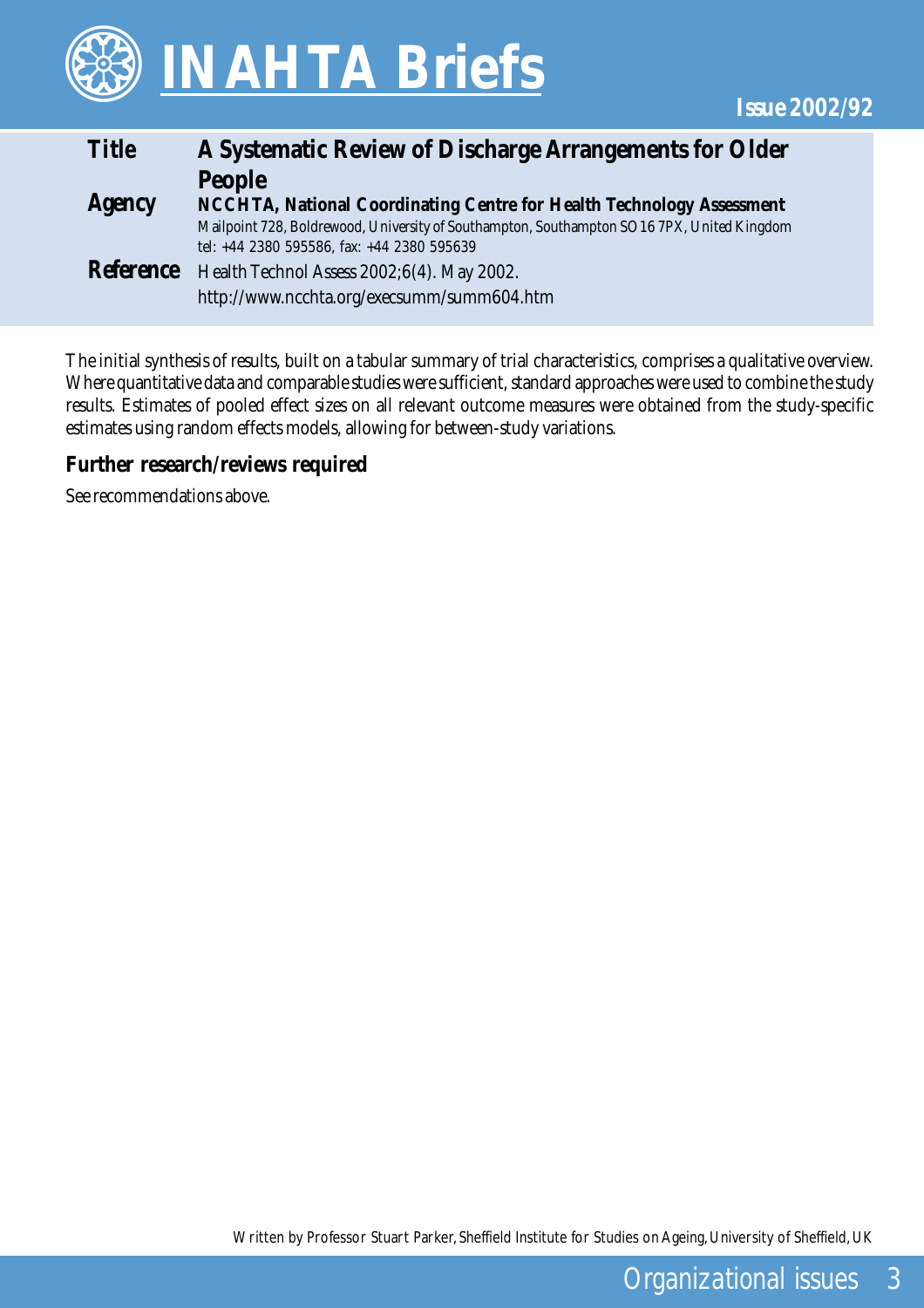# INAHTA Briefs

**Issue 2002/92**

| | |
|---|---|
| **Title** | **A Systematic Review of Discharge Arrangements for Older People** |
| **Agency** | **NCCHTA, National Coordinating Centre for Health Technology Assessment** Mailpoint 728, Boldrewood, University of Southampton, Southampton SO16 7PX, United Kingdom tel: +44 2380 595586, fax: +44 2380 595639 |
| **Reference** | Health Technol Assess 2002;6(4). May 2002. http://www.ncchta.org/execsumm/summ604.htm |

The initial synthesis of results, built on a tabular summary of trial characteristics, comprises a qualitative overview. Where quantitative data and comparable studies were sufficient, standard approaches were used to combine the study results. Estimates of pooled effect sizes on all relevant outcome measures were obtained from the study-specific estimates using random effects models, allowing for between-study variations.

## Further research/reviews required

See recommendations above.

Written by Professor Stuart Parker, Sheffield Institute for Studies on Ageing, University of Sheffield, UK